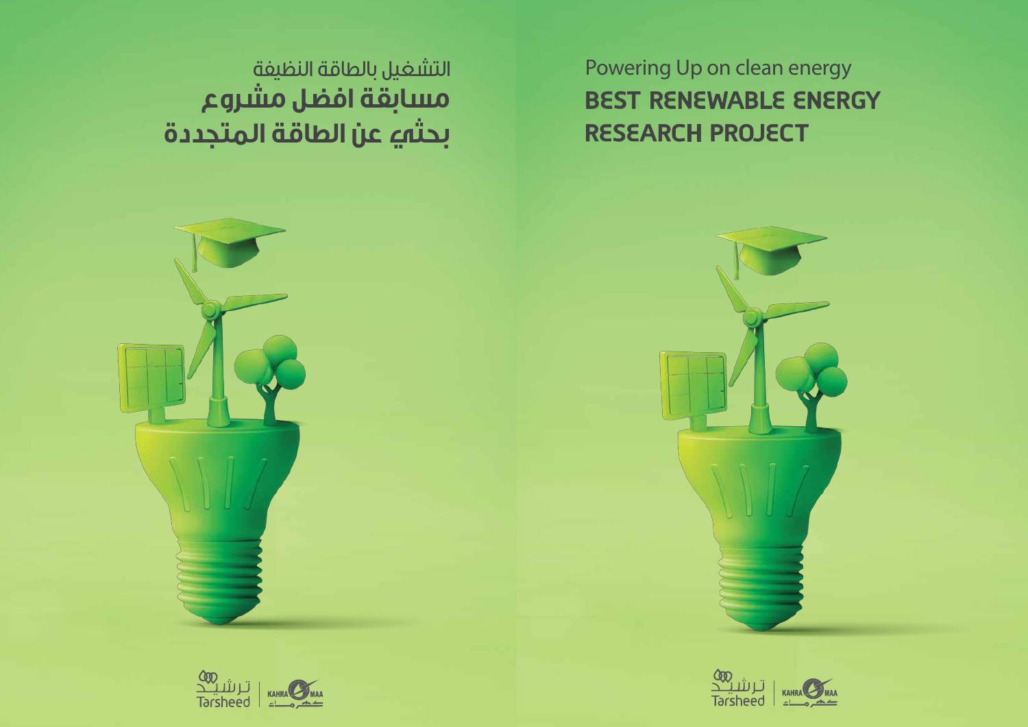التشغيل بالطاقة النظيفة

# مسابقة افضل مشروع بحثي عن الطاقة المتجددة

ترشيد Tarsheed | KAHRAMAA كهرماء

Powering Up on clean energy

# BEST RENEWABLE ENERGY RESEARCH PROJECT

ترشيد Tarsheed | KAHRAMAA كهرماء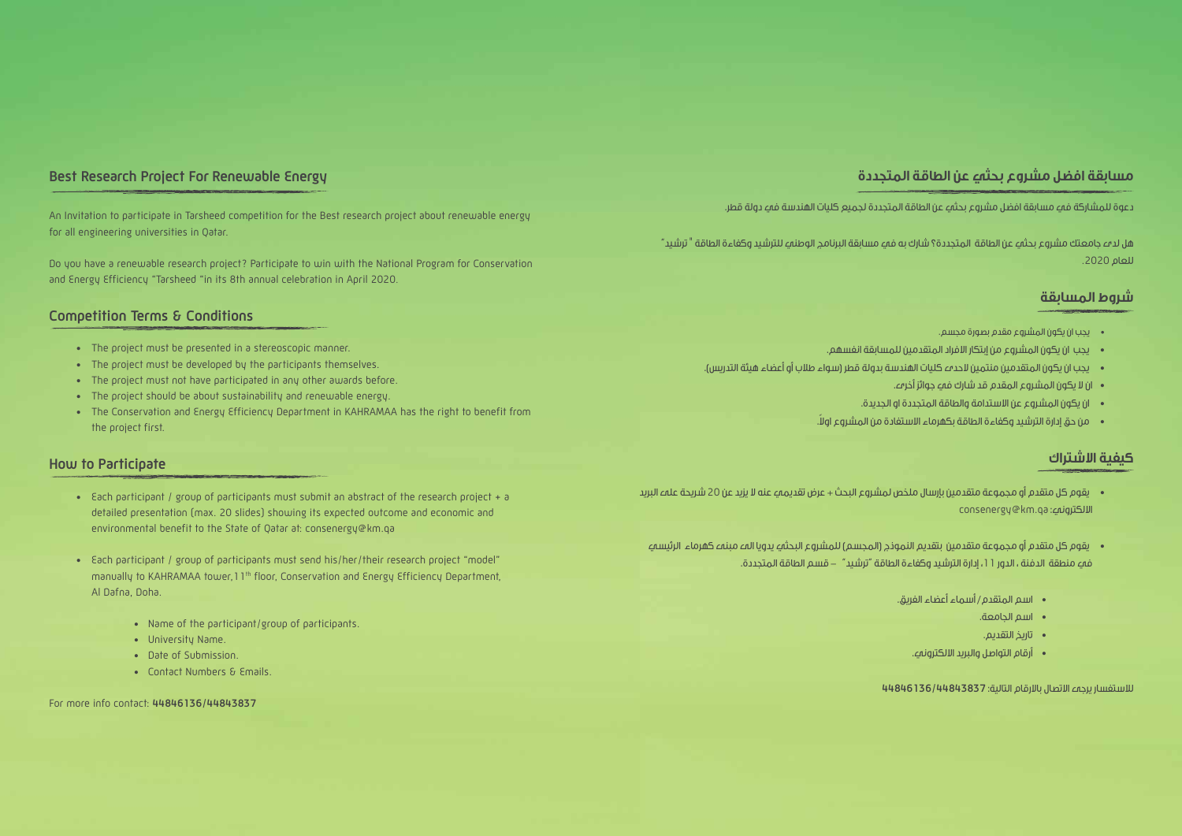## Best Research Project For Renewable Energy

An Invitation to participate in Tarsheed competition for the Best research project about renewable energy for all engineering universities in Qatar.

Do you have a renewable research project? Participate to win with the National Program for Conservation and Energy Efficiency "Tarsheed "in its 8th annual celebration in April 2020.

### Competition Terms & Conditions

- The project must be presented in a stereoscopic manner.
- The project must be developed by the participants themselves.
- The project must not have participated in any other awards before.
- The project should be about sustainability and renewable energy.
- The Conservation and Energy Efficiency Department in KAHRAMAA has the right to benefit from the project first.

### How to Participate

- Each participant / group of participants must submit an abstract of the research project + a detailed presentation (max. 20 slides) showing its expected outcome and economic and environmental benefit to the State of Qatar at: consenergy@km.qa
- Each participant / group of participants must send his/her/their research project "model" manually to KAHRAMAA tower,11th floor, Conservation and Energy Efficiency Department, Al Dafna, Doha.
  - Name of the participant/group of participants.
  - University Name.
  - Date of Submission.
  - Contact Numbers & Emails.

For more info contact: **44846136/44843837**

## مسابقة افضل مشروع بحثي عن الطاقة المتجددة

دعوة للمشاركة في مسابقة افضل مشروع بحثي عن الطاقة المتجددة لجميع كليات الهندسة في دولة قطر.

هل لدى جامعتك مشروع بحثي عن الطاقة المتجددة؟ شارك به في مسابقة البرنامج الوطني للترشيد وكفاءة الطاقة "ترشيد" للعام 2020.

### شروط المسابقة

- يجب ان يكون المشروع مقدم بصورة مجسم.
- يجب ان يكون المشروع من إبتكار الافراد المتقدمين للمسابقة انفسهم.
- يجب ان يكون المتقدمين منتمين لاحدى كليات الهندسة بدولة قطر (سواء طلاب أو أعضاء هيئة التدريس).
- ان لا يكون المشروع المقدم قد شارك في جوائز أخرى.
- ان يكون المشروع عن الاستدامة والطاقة المتجددة او الجديدة.
- من حق إدارة الترشيد وكفاءة الطاقة بكهرماء الاستفادة من المشروع اولاً.

### كيفية الاشتراك

- يقوم كل متقدم أو مجموعة متقدمين بإرسال ملخص لمشروع البحث + عرض تقديمي عنه لا يزيد عن 20 شريحة على البريد الالكتروني: consenergy@km.qa
- يقوم كل متقدم أو مجموعة متقدمين بتقديم النموذج (المجسم) للمشروع البحثي يدويا الى مبنى كهرماء الرئيسي في منطقة الدفنة، الدور 11، إدارة الترشيد وكفاءة الطاقة "ترشيد" – قسم الطاقة المتجددة.
  - اسم المتقدم/ أسماء أعضاء الفريق.
  - اسم الجامعة.
  - تاريخ التقديم.
  - أرقام التواصل والبريد الالكتروني.

للاستفسار يرجى الاتصال بالارقام التالية: **44846136/44843837**